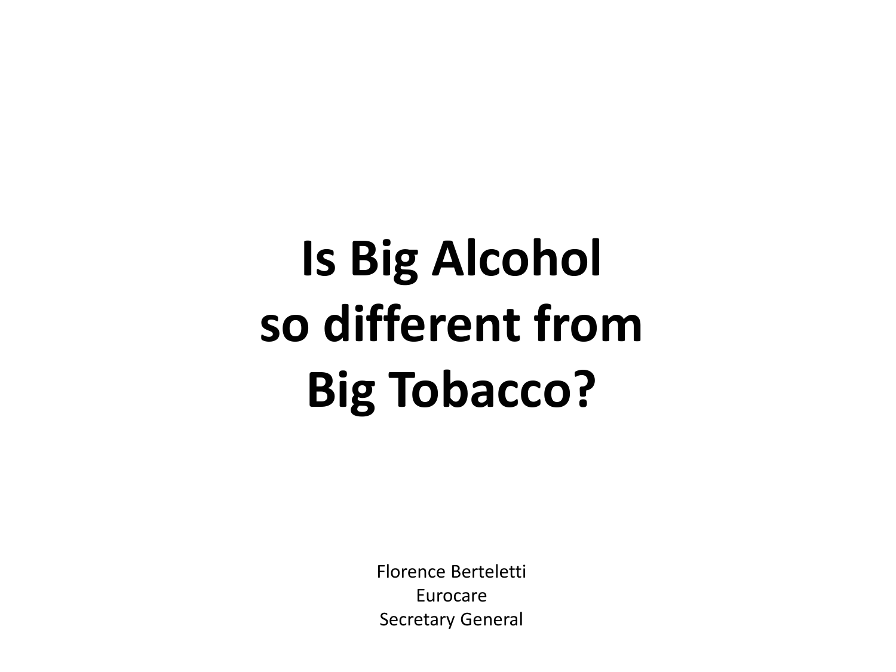# Is Big Alcohol so different from Big Tobacco?

Florence Berteletti
Eurocare
Secretary General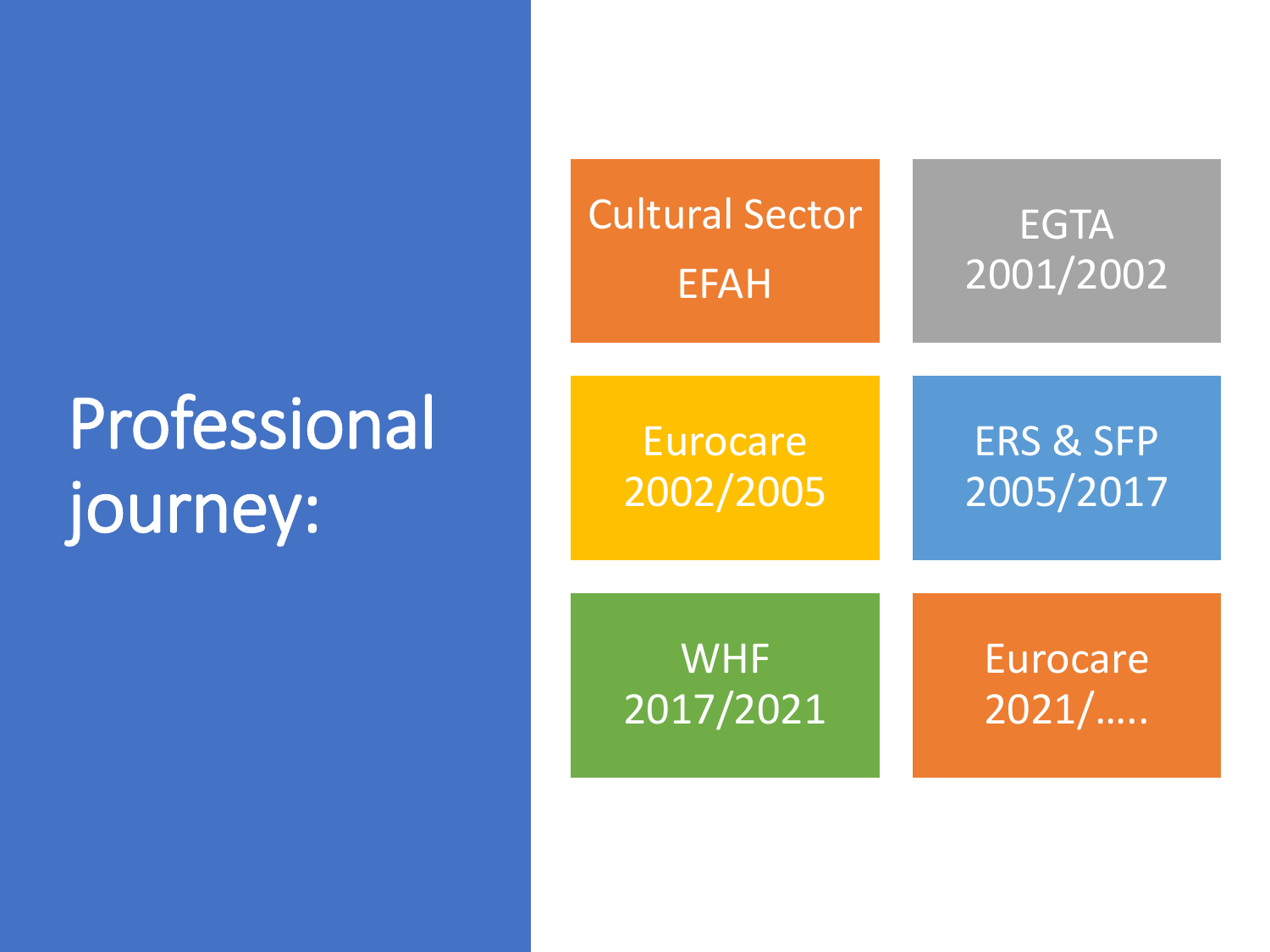# Professional journey:

- Cultural Sector EFAH
- EGTA 2001/2002
- Eurocare 2002/2005
- ERS & SFP 2005/2017
- WHF 2017/2021
- Eurocare 2021/…..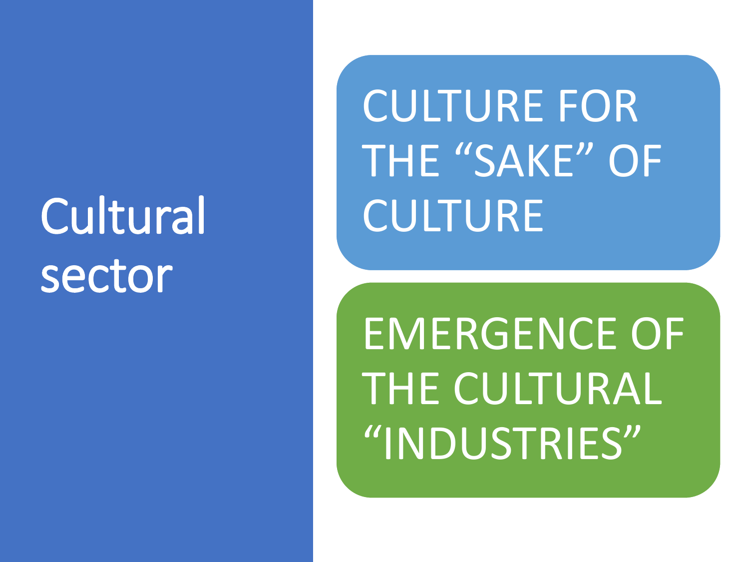# Cultural sector

- CULTURE FOR THE “SAKE” OF CULTURE
- EMERGENCE OF THE CULTURAL “INDUSTRIES”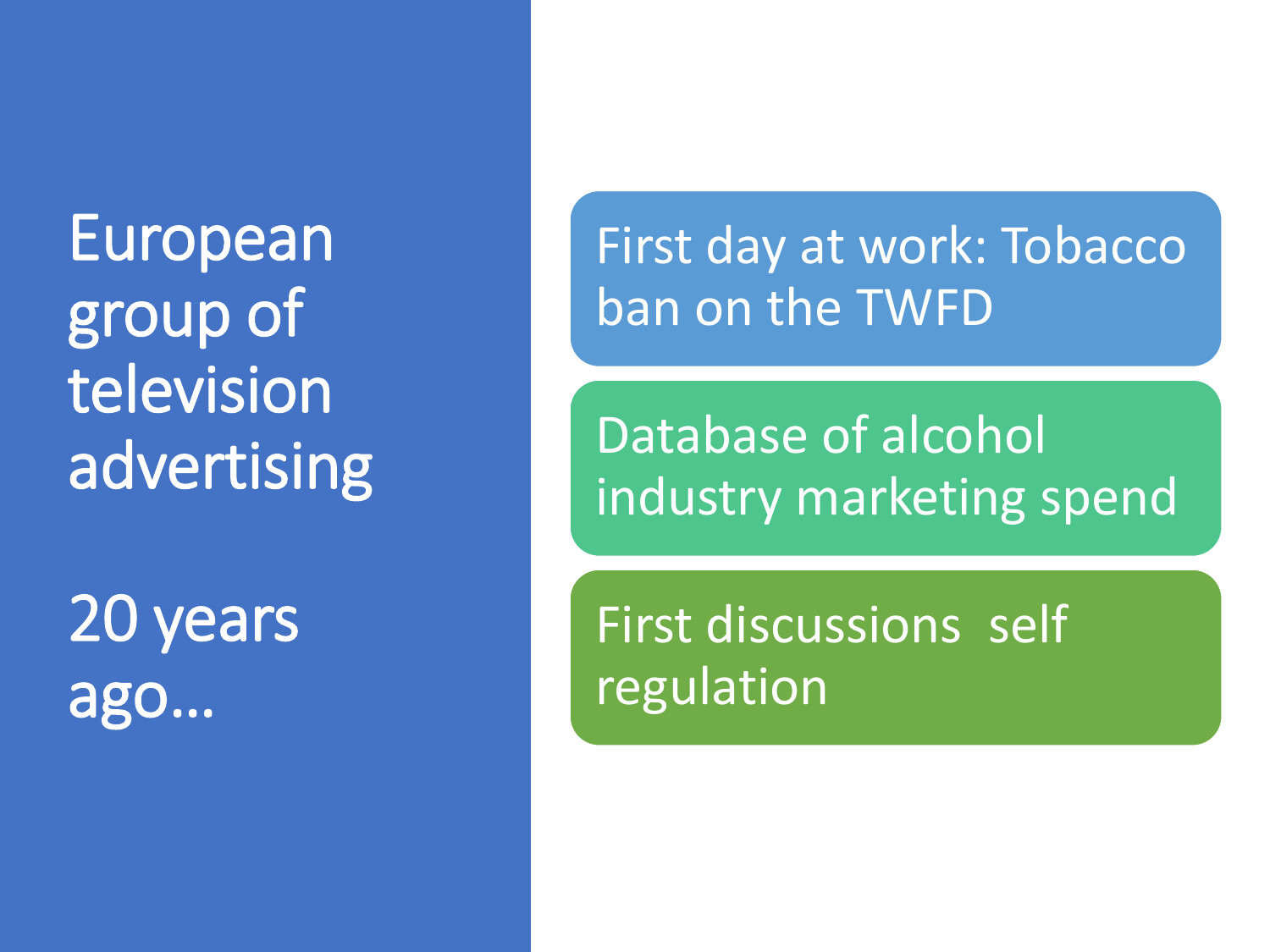# European group of television advertising

# 20 years ago…

- First day at work: Tobacco ban on the TWFD
- Database of alcohol industry marketing spend
- First discussions  self regulation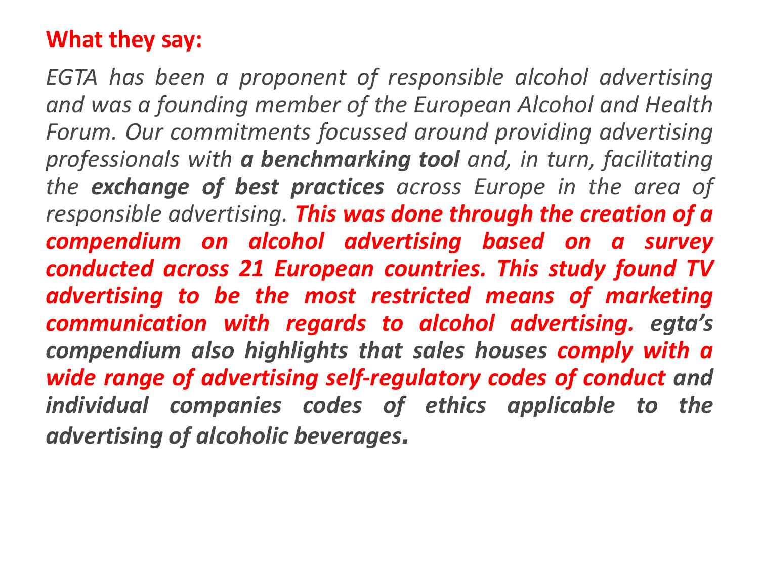**What they say:**

*EGTA has been a proponent of responsible alcohol advertising and was a founding member of the European Alcohol and Health Forum. Our commitments focussed around providing advertising professionals with **a benchmarking tool** and, in turn, facilitating the **exchange of best practices** across Europe in the area of responsible advertising. **This was done through the creation of a compendium on alcohol advertising based on a survey conducted across 21 European countries. This study found TV advertising to be the most restricted means of marketing communication with regards to alcohol advertising. egta's compendium also highlights that sales houses comply with a wide range of advertising self-regulatory codes of conduct and individual companies codes of ethics applicable to the advertising of alcoholic beverages.***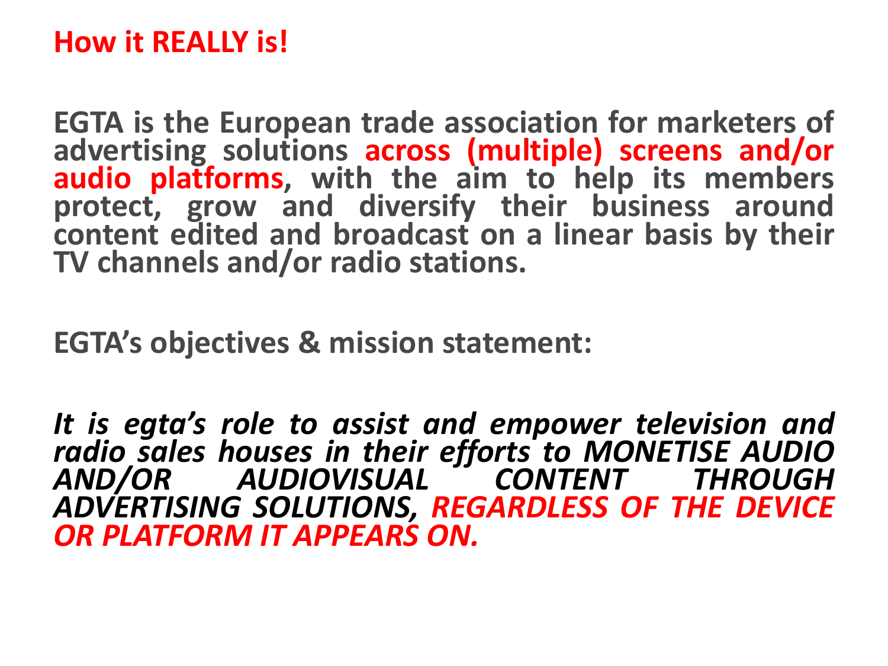## How it REALLY is!

**EGTA is the European trade association for marketers of advertising solutions across (multiple) screens and/or audio platforms, with the aim to help its members protect, grow and diversify their business around content edited and broadcast on a linear basis by their TV channels and/or radio stations.**

**EGTA's objectives & mission statement:**

***It is egta's role to assist and empower television and radio sales houses in their efforts to MONETISE AUDIO AND/OR AUDIOVISUAL CONTENT THROUGH ADVERTISING SOLUTIONS, REGARDLESS OF THE DEVICE OR PLATFORM IT APPEARS ON.***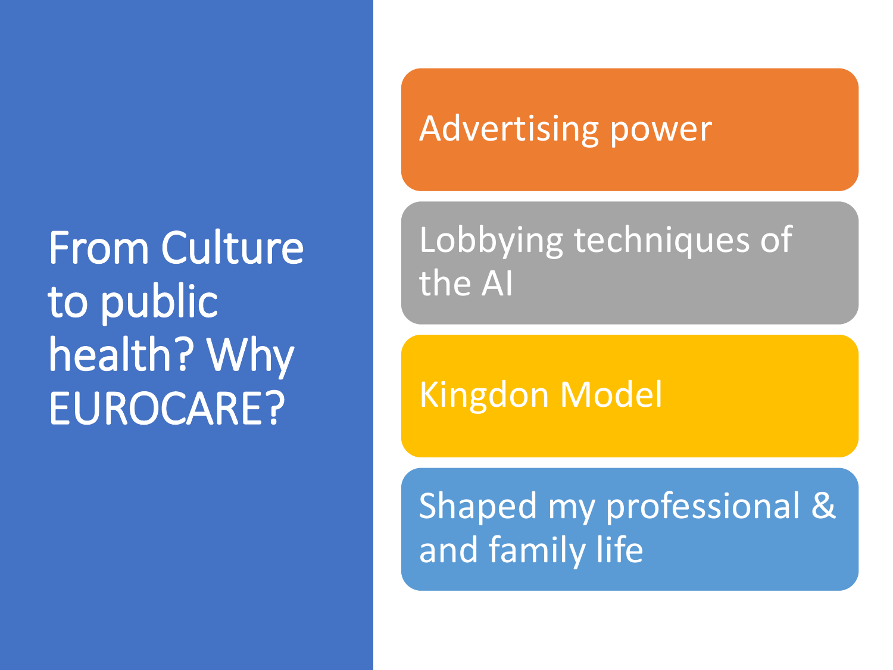# From Culture to public health? Why EUROCARE?

- Advertising power
- Lobbying techniques of the AI
- Kingdon Model
- Shaped my professional & and family life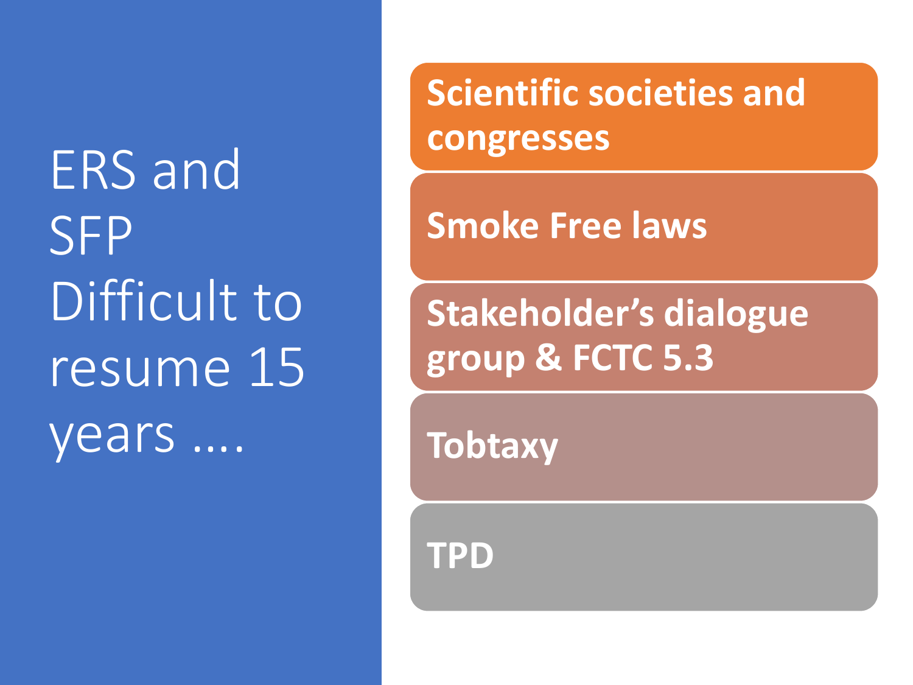# ERS and SFP Difficult to resume 15 years ....

- **Scientific societies and congresses**
- **Smoke Free laws**
- **Stakeholder's dialogue group & FCTC 5.3**
- **Tobtaxy**
- **TPD**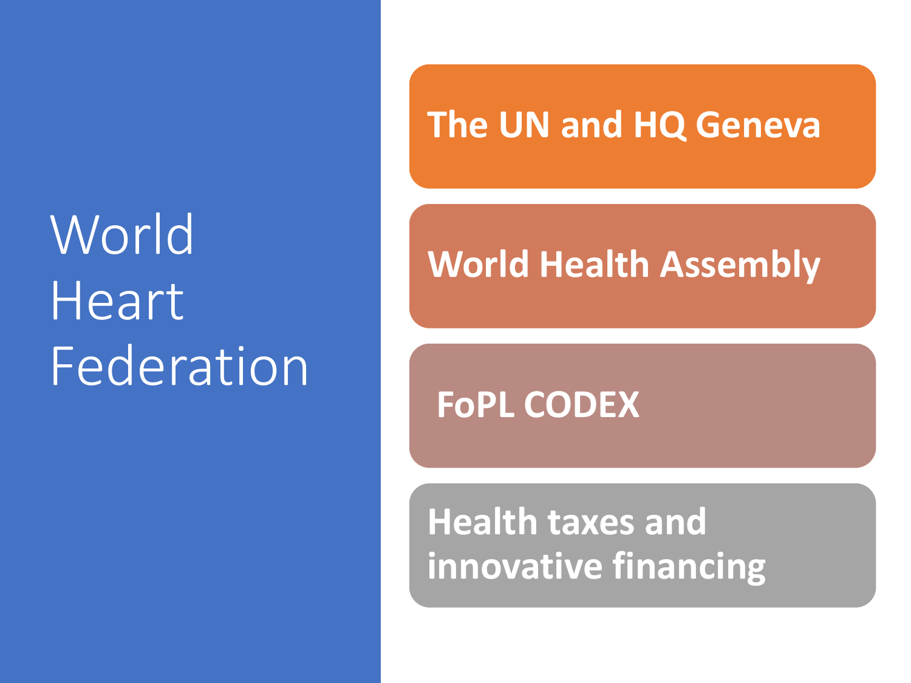# World Heart Federation

- The UN and HQ Geneva
- World Health Assembly
- FoPL CODEX
- Health taxes and innovative financing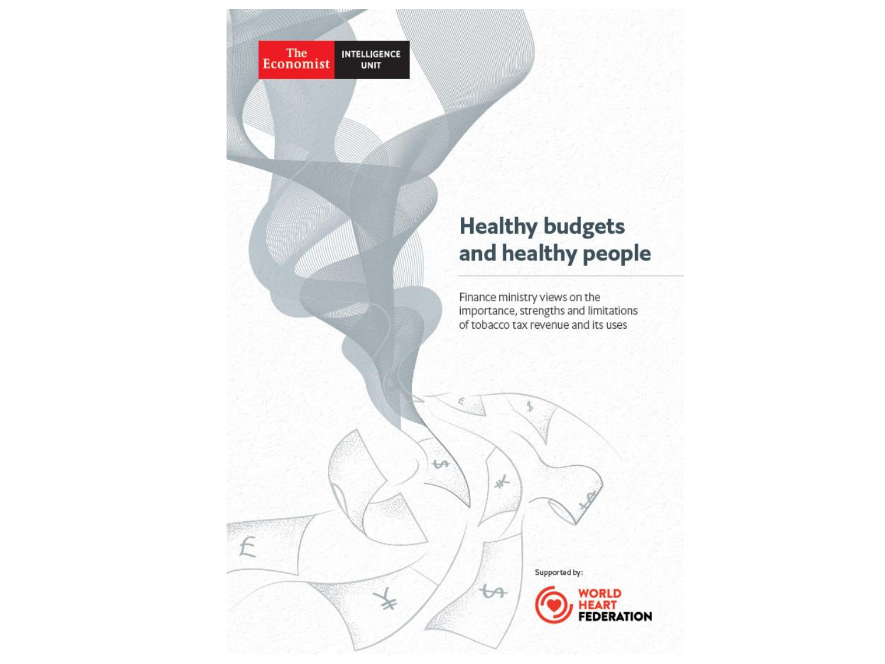The Economist INTELLIGENCE UNIT

# Healthy budgets and healthy people

Finance ministry views on the importance, strengths and limitations of tobacco tax revenue and its uses

Supported by:

WORLD HEART FEDERATION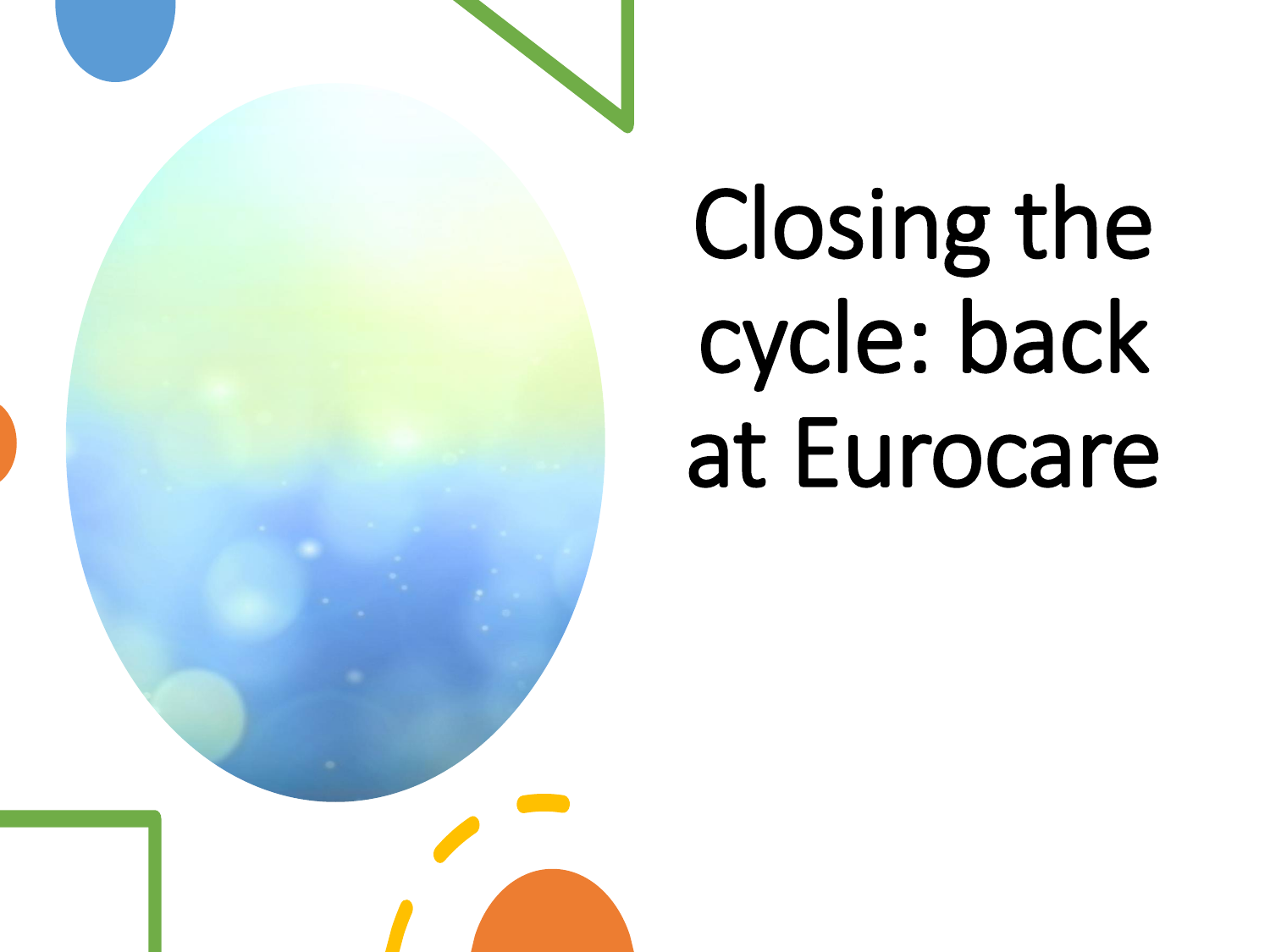# Closing the cycle: back at Eurocare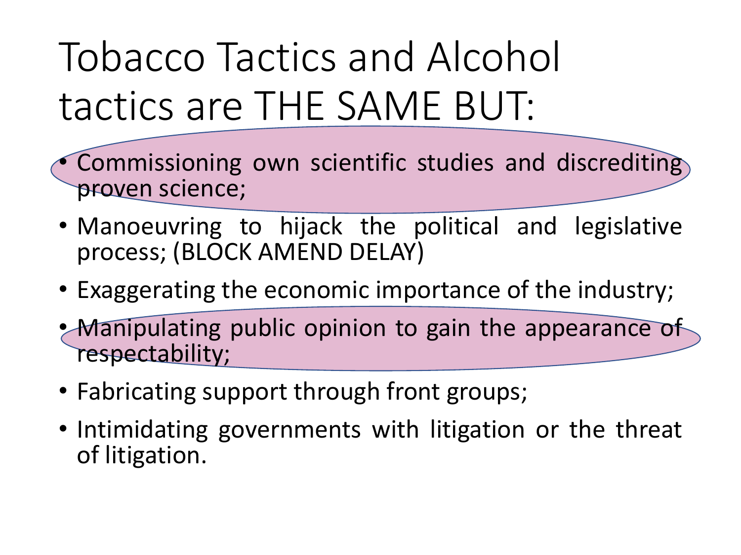# Tobacco Tactics and Alcohol tactics are THE SAME BUT:

- Commissioning own scientific studies and discrediting proven science;
- Manoeuvring to hijack the political and legislative process; (BLOCK AMEND DELAY)
- Exaggerating the economic importance of the industry;
- Manipulating public opinion to gain the appearance of respectability;
- Fabricating support through front groups;
- Intimidating governments with litigation or the threat of litigation.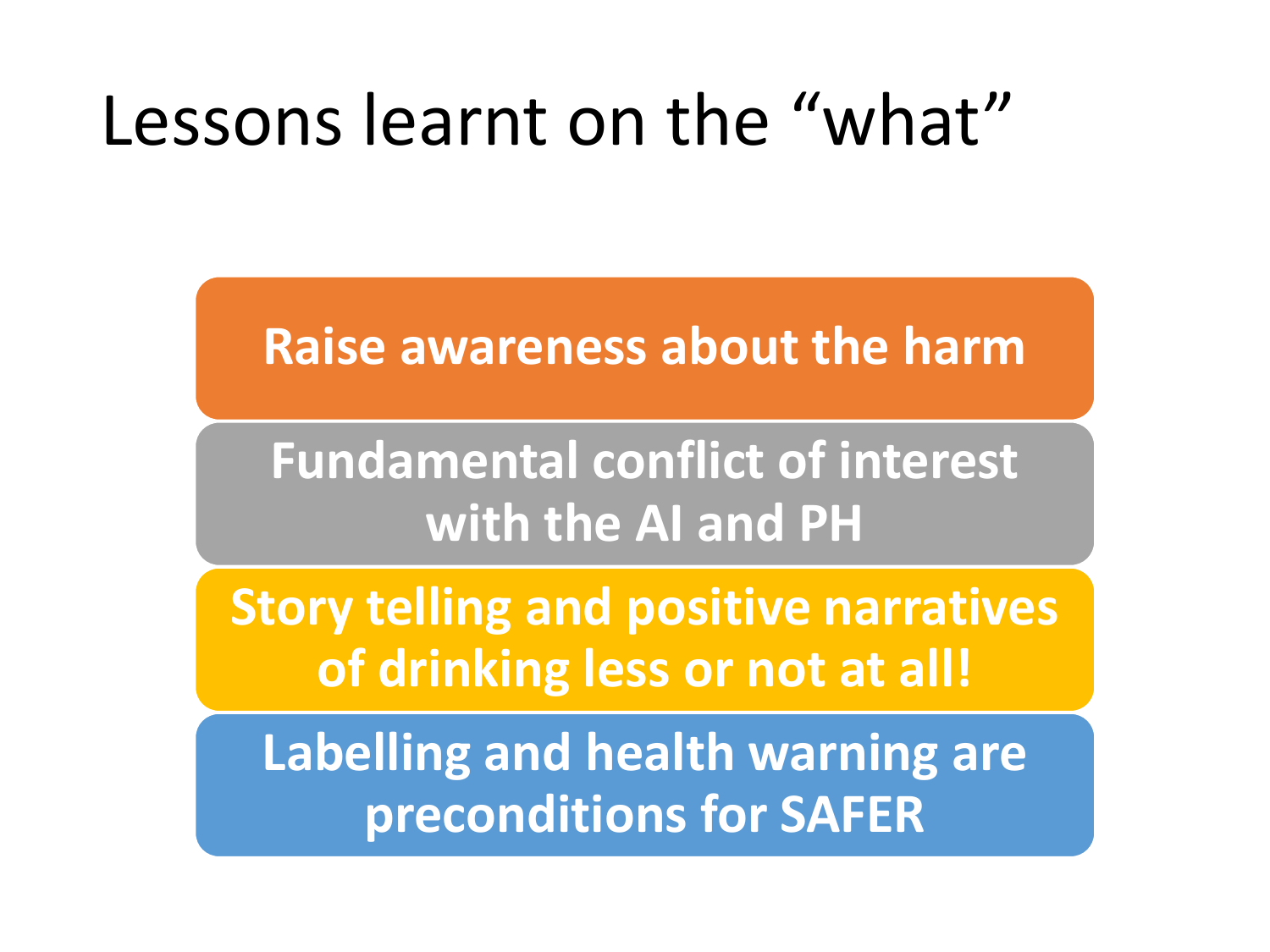# Lessons learnt on the "what"

- **Raise awareness about the harm**
- **Fundamental conflict of interest with the AI and PH**
- **Story telling and positive narratives of drinking less or not at all!**
- **Labelling and health warning are preconditions for SAFER**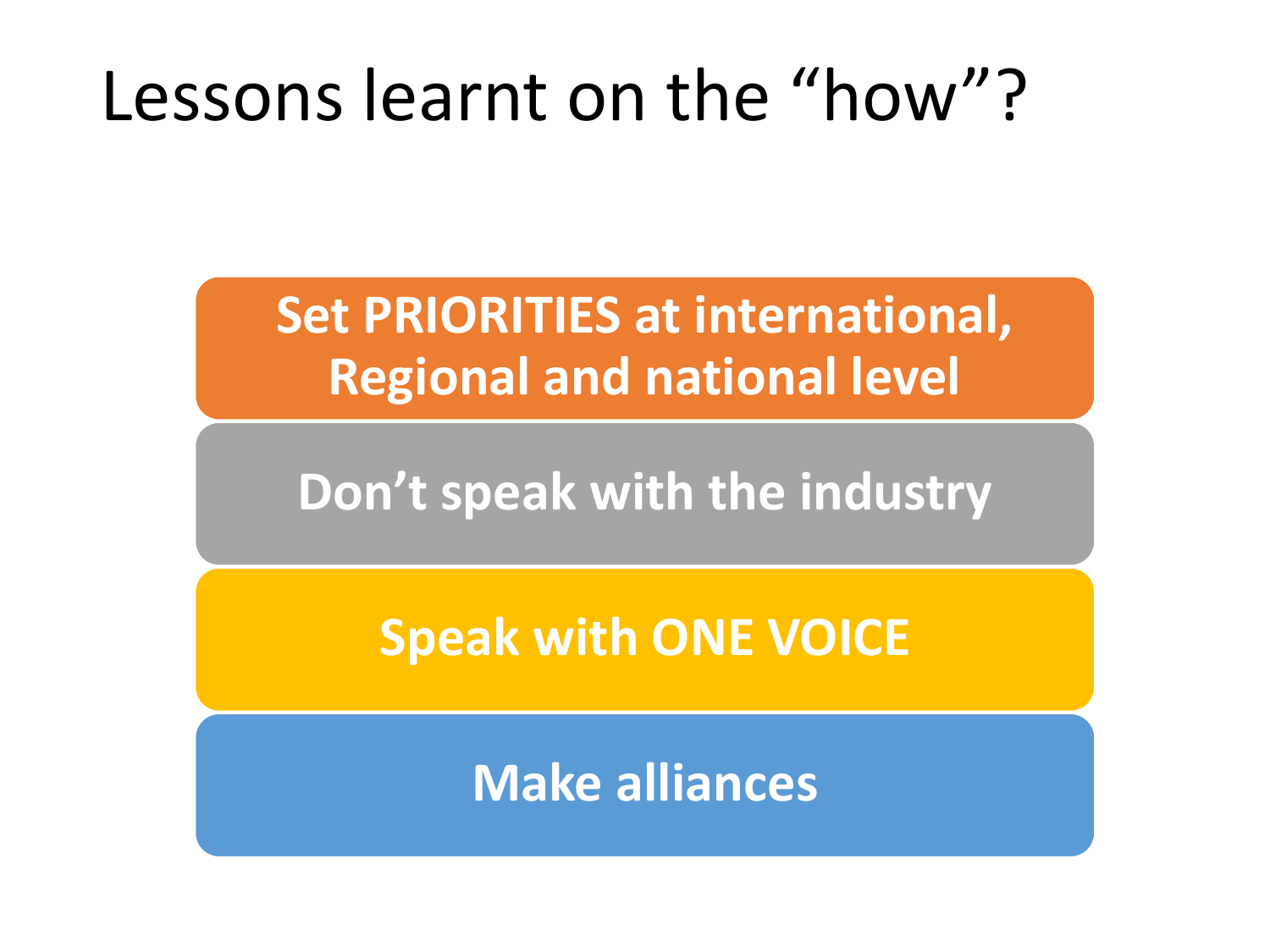# Lessons learnt on the “how”?

- Set PRIORITIES at international, Regional and national level
- Don’t speak with the industry
- Speak with ONE VOICE
- Make alliances